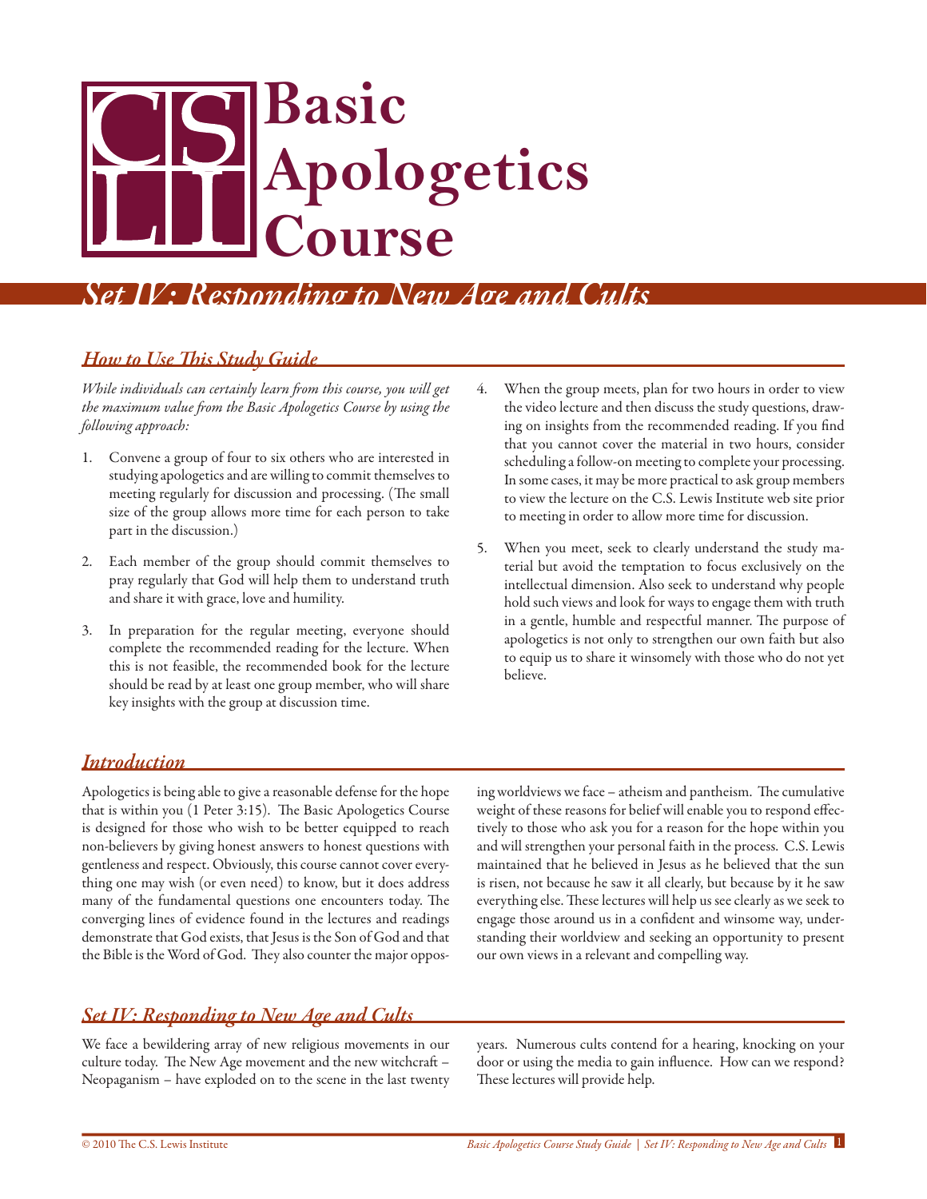# Basic Apologetics Course

## *Set IV: Responding to New Age and Cults*

### *How to Use This Study Guide*

*While individuals can certainly learn from this course, you will get the maximum value from the Basic Apologetics Course by using the following approach:*

1. Convene a group of four to six others who are interested in studying apologetics and are willing to commit themselves to meeting regularly for discussion and processing. (The small size of the group allows more time for each person to take part in the discussion.)

2. Each member of the group should commit themselves to pray regularly that God will help them to understand truth and share it with grace, love and humility.

3. In preparation for the regular meeting, everyone should complete the recommended reading for the lecture. When this is not feasible, the recommended book for the lecture should be read by at least one group member, who will share key insights with the group at discussion time.

4. When the group meets, plan for two hours in order to view the video lecture and then discuss the study questions, drawing on insights from the recommended reading. If you find that you cannot cover the material in two hours, consider scheduling a follow-on meeting to complete your processing. In some cases, it may be more practical to ask group members to view the lecture on the C.S. Lewis Institute web site prior to meeting in order to allow more time for discussion.

5. When you meet, seek to clearly understand the study material but avoid the temptation to focus exclusively on the intellectual dimension. Also seek to understand why people hold such views and look for ways to engage them with truth in a gentle, humble and respectful manner. The purpose of apologetics is not only to strengthen our own faith but also to equip us to share it winsomely with those who do not yet believe.

### *Introduction*

Apologetics is being able to give a reasonable defense for the hope that is within you (1 Peter 3:15). The Basic Apologetics Course is designed for those who wish to be better equipped to reach non-believers by giving honest answers to honest questions with gentleness and respect. Obviously, this course cannot cover everything one may wish (or even need) to know, but it does address many of the fundamental questions one encounters today. The converging lines of evidence found in the lectures and readings demonstrate that God exists, that Jesus is the Son of God and that the Bible is the Word of God. They also counter the major opposing worldviews we face – atheism and pantheism. The cumulative weight of these reasons for belief will enable you to respond effectively to those who ask you for a reason for the hope within you and will strengthen your personal faith in the process. C.S. Lewis maintained that he believed in Jesus as he believed that the sun is risen, not because he saw it all clearly, but because by it he saw everything else. These lectures will help us see clearly as we seek to engage those around us in a confident and winsome way, understanding their worldview and seeking an opportunity to present our own views in a relevant and compelling way.

### *Set IV: Responding to New Age and Cults*

We face a bewildering array of new religious movements in our culture today. The New Age movement and the new witchcraft – Neopaganism – have exploded on to the scene in the last twenty years. Numerous cults contend for a hearing, knocking on your door or using the media to gain influence. How can we respond? These lectures will provide help.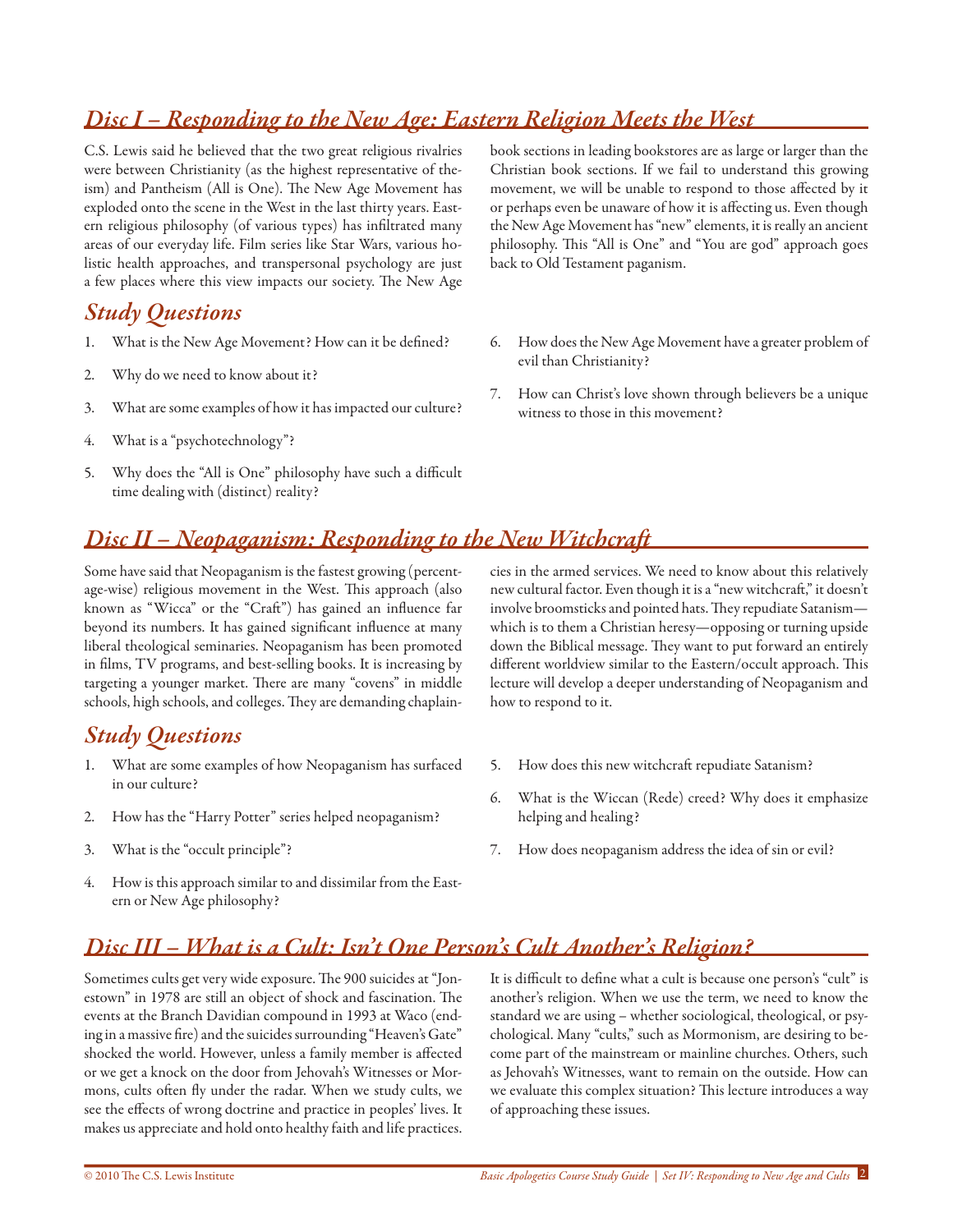## *Disc I – Responding to the New Age: Eastern Religion Meets the West*

C.S. Lewis said he believed that the two great religious rivalries were between Christianity (as the highest representative of theism) and Pantheism (All is One). The New Age Movement has exploded onto the scene in the West in the last thirty years. Eastern religious philosophy (of various types) has infiltrated many areas of our everyday life. Film series like Star Wars, various holistic health approaches, and transpersonal psychology are just a few places where this view impacts our society. The New Age book sections in leading bookstores are as large or larger than the Christian book sections. If we fail to understand this growing movement, we will be unable to respond to those affected by it or perhaps even be unaware of how it is affecting us. Even though the New Age Movement has "new" elements, it is really an ancient philosophy. This "All is One" and "You are god" approach goes back to Old Testament paganism.

### *Study Questions*

1. What is the New Age Movement? How can it be defined?
2. Why do we need to know about it?
3. What are some examples of how it has impacted our culture?
4. What is a "psychotechnology"?
5. Why does the "All is One" philosophy have such a difficult time dealing with (distinct) reality?
6. How does the New Age Movement have a greater problem of evil than Christianity?
7. How can Christ's love shown through believers be a unique witness to those in this movement?

## *Disc II – Neopaganism: Responding to the New Witchcraft*

Some have said that Neopaganism is the fastest growing (percentage-wise) religious movement in the West. This approach (also known as "Wicca" or the "Craft") has gained an influence far beyond its numbers. It has gained significant influence at many liberal theological seminaries. Neopaganism has been promoted in films, TV programs, and best-selling books. It is increasing by targeting a younger market. There are many "covens" in middle schools, high schools, and colleges. They are demanding chaplaincies in the armed services. We need to know about this relatively new cultural factor. Even though it is a "new witchcraft," it doesn't involve broomsticks and pointed hats. They repudiate Satanism—which is to them a Christian heresy—opposing or turning upside down the Biblical message. They want to put forward an entirely different worldview similar to the Eastern/occult approach. This lecture will develop a deeper understanding of Neopaganism and how to respond to it.

### *Study Questions*

1. What are some examples of how Neopaganism has surfaced in our culture?
2. How has the "Harry Potter" series helped neopaganism?
3. What is the "occult principle"?
4. How is this approach similar to and dissimilar from the Eastern or New Age philosophy?
5. How does this new witchcraft repudiate Satanism?
6. What is the Wiccan (Rede) creed? Why does it emphasize helping and healing?
7. How does neopaganism address the idea of sin or evil?

## *Disc III – What is a Cult: Isn't One Person's Cult Another's Religion?*

Sometimes cults get very wide exposure. The 900 suicides at "Jonestown" in 1978 are still an object of shock and fascination. The events at the Branch Davidian compound in 1993 at Waco (ending in a massive fire) and the suicides surrounding "Heaven's Gate" shocked the world. However, unless a family member is affected or we get a knock on the door from Jehovah's Witnesses or Mormons, cults often fly under the radar. When we study cults, we see the effects of wrong doctrine and practice in peoples' lives. It makes us appreciate and hold onto healthy faith and life practices. It is difficult to define what a cult is because one person's "cult" is another's religion. When we use the term, we need to know the standard we are using – whether sociological, theological, or psychological. Many "cults," such as Mormonism, are desiring to become part of the mainstream or mainline churches. Others, such as Jehovah's Witnesses, want to remain on the outside. How can we evaluate this complex situation? This lecture introduces a way of approaching these issues.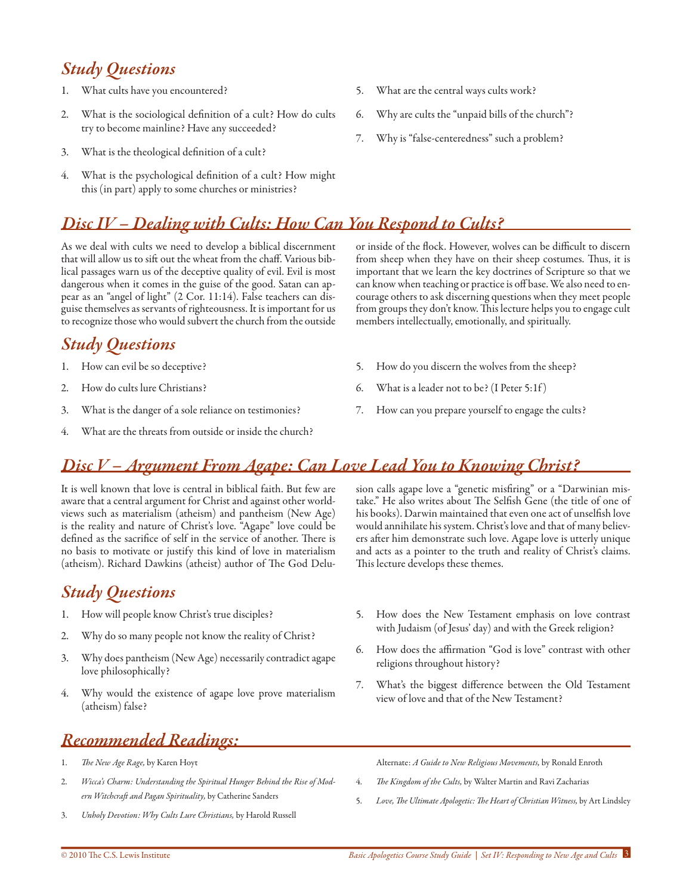## *Study Questions*

1. What cults have you encountered?
2. What is the sociological definition of a cult? How do cults try to become mainline? Have any succeeded?
3. What is the theological definition of a cult?
4. What is the psychological definition of a cult? How might this (in part) apply to some churches or ministries?
5. What are the central ways cults work?
6. Why are cults the "unpaid bills of the church"?
7. Why is "false-centeredness" such a problem?

## *Disc IV – Dealing with Cults: How Can You Respond to Cults?*

As we deal with cults we need to develop a biblical discernment that will allow us to sift out the wheat from the chaff. Various biblical passages warn us of the deceptive quality of evil. Evil is most dangerous when it comes in the guise of the good. Satan can appear as an "angel of light" (2 Cor. 11:14). False teachers can disguise themselves as servants of righteousness. It is important for us to recognize those who would subvert the church from the outside or inside of the flock. However, wolves can be difficult to discern from sheep when they have on their sheep costumes. Thus, it is important that we learn the key doctrines of Scripture so that we can know when teaching or practice is off base. We also need to encourage others to ask discerning questions when they meet people from groups they don't know. This lecture helps you to engage cult members intellectually, emotionally, and spiritually.

## *Study Questions*

1. How can evil be so deceptive?
2. How do cults lure Christians?
3. What is the danger of a sole reliance on testimonies?
4. What are the threats from outside or inside the church?
5. How do you discern the wolves from the sheep?
6. What is a leader not to be? (I Peter 5:1f)
7. How can you prepare yourself to engage the cults?

## *Disc V – Argument From Agape: Can Love Lead You to Knowing Christ?*

It is well known that love is central in biblical faith. But few are aware that a central argument for Christ and against other worldviews such as materialism (atheism) and pantheism (New Age) is the reality and nature of Christ's love. "Agape" love could be defined as the sacrifice of self in the service of another. There is no basis to motivate or justify this kind of love in materialism (atheism). Richard Dawkins (atheist) author of The God Delusion calls agape love a "genetic misfiring" or a "Darwinian mistake." He also writes about The Selfish Gene (the title of one of his books). Darwin maintained that even one act of unselfish love would annihilate his system. Christ's love and that of many believers after him demonstrate such love. Agape love is utterly unique and acts as a pointer to the truth and reality of Christ's claims. This lecture develops these themes.

## *Study Questions*

1. How will people know Christ's true disciples?
2. Why do so many people not know the reality of Christ?
3. Why does pantheism (New Age) necessarily contradict agape love philosophically?
4. Why would the existence of agape love prove materialism (atheism) false?
5. How does the New Testament emphasis on love contrast with Judaism (of Jesus' day) and with the Greek religion?
6. How does the affirmation "God is love" contrast with other religions throughout history?
7. What's the biggest difference between the Old Testament view of love and that of the New Testament?

## *Recommended Readings:*

1. *The New Age Rage,* by Karen Hoyt
2. *Wicca's Charm: Understanding the Spiritual Hunger Behind the Rise of Modern Witchcraft and Pagan Spirituality,* by Catherine Sanders
3. *Unholy Devotion: Why Cults Lure Christians,* by Harold Russell

   Alternate: *A Guide to New Religious Movements,* by Ronald Enroth
4. *The Kingdom of the Cults,* by Walter Martin and Ravi Zacharias
5. *Love, The Ultimate Apologetic: The Heart of Christian Witness,* by Art Lindsley